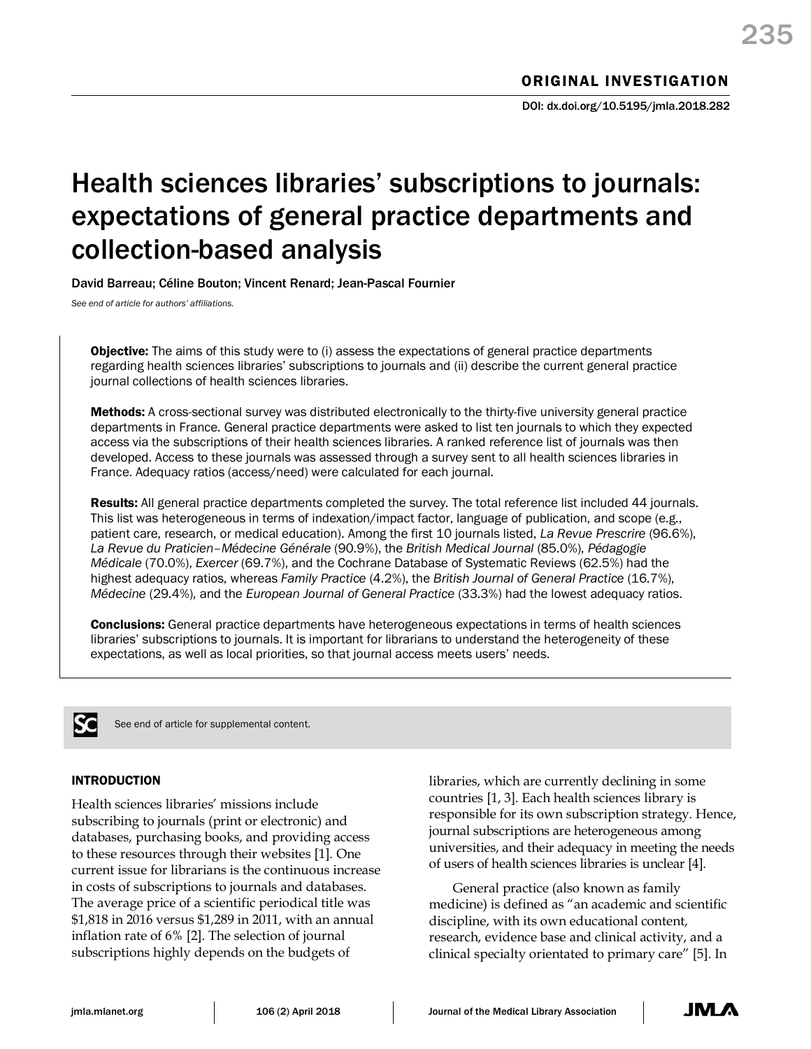ORIGINAL INVESTIGATION

DOI: dx.doi.org/10.5195/jmla.2018.282

# Health sciences libraries' subscriptions to journals: expectations of general practice departments and collection-based analysis

David Barreau; Céline Bouton; Vincent Renard; Jean-Pascal Fournier

*See end of article for authors' affiliations.*

**Objective:** The aims of this study were to (i) assess the expectations of general practice departments regarding health sciences libraries' subscriptions to journals and (ii) describe the current general practice journal collections of health sciences libraries.

**Methods:** A cross-sectional survey was distributed electronically to the thirty-five university general practice departments in France. General practice departments were asked to list ten journals to which they expected access via the subscriptions of their health sciences libraries. A ranked reference list of journals was then developed. Access to these journals was assessed through a survey sent to all health sciences libraries in France. Adequacy ratios (access/need) were calculated for each journal.

**Results:** All general practice departments completed the survey. The total reference list included 44 journals. This list was heterogeneous in terms of indexation/impact factor, language of publication, and scope (e.g., patient care, research, or medical education). Among the first 10 journals listed, *La Revue Prescrire* (96.6%), *La Revue du Praticien–Médecine Générale* (90.9%), the *British Medical Journal* (85.0%), *Pédagogie Médicale* (70.0%), *Exercer* (69.7%), and the Cochrane Database of Systematic Reviews (62.5%) had the highest adequacy ratios, whereas *Family Practice* (4.2%), the *British Journal of General Practice* (16.7%), *Médecine* (29.4%), and the *European Journal of General Practice* (33.3%) had the lowest adequacy ratios.

**Conclusions:** General practice departments have heterogeneous expectations in terms of health sciences libraries' subscriptions to journals. It is important for librarians to understand the heterogeneity of these expectations, as well as local priorities, so that journal access meets users' needs.

See end of article for supplemental content.

## INTRODUCTION

Health sciences libraries' missions include subscribing to journals (print or electronic) and databases, purchasing books, and providing access to these resources through their websites [1]. One current issue for librarians is the continuous increase in costs of subscriptions to journals and databases. The average price of a scientific periodical title was $1,818 in 2016 versus $1,289 in 2011, with an annual inflation rate of 6% [2]. The selection of journal subscriptions highly depends on the budgets of libraries, which are currently declining in some countries [1, 3]. Each health sciences library is responsible for its own subscription strategy. Hence, journal subscriptions are heterogeneous among universities, and their adequacy in meeting the needs of users of health sciences libraries is unclear [4].

General practice (also known as family medicine) is defined as "an academic and scientific discipline, with its own educational content, research, evidence base and clinical activity, and a clinical specialty orientated to primary care" [5]. In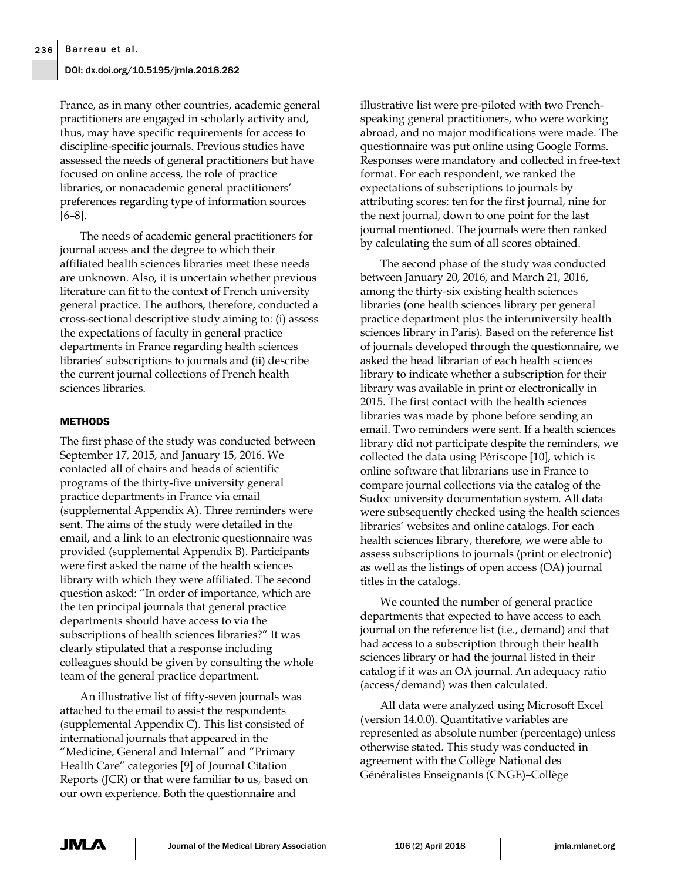France, as in many other countries, academic general practitioners are engaged in scholarly activity and, thus, may have specific requirements for access to discipline-specific journals. Previous studies have assessed the needs of general practitioners but have focused on online access, the role of practice libraries, or nonacademic general practitioners' preferences regarding type of information sources [6–8].

The needs of academic general practitioners for journal access and the degree to which their affiliated health sciences libraries meet these needs are unknown. Also, it is uncertain whether previous literature can fit to the context of French university general practice. The authors, therefore, conducted a cross-sectional descriptive study aiming to: (i) assess the expectations of faculty in general practice departments in France regarding health sciences libraries' subscriptions to journals and (ii) describe the current journal collections of French health sciences libraries.

## METHODS

The first phase of the study was conducted between September 17, 2015, and January 15, 2016. We contacted all of chairs and heads of scientific programs of the thirty-five university general practice departments in France via email (supplemental Appendix A). Three reminders were sent. The aims of the study were detailed in the email, and a link to an electronic questionnaire was provided (supplemental Appendix B). Participants were first asked the name of the health sciences library with which they were affiliated. The second question asked: "In order of importance, which are the ten principal journals that general practice departments should have access to via the subscriptions of health sciences libraries?" It was clearly stipulated that a response including colleagues should be given by consulting the whole team of the general practice department.

An illustrative list of fifty-seven journals was attached to the email to assist the respondents (supplemental Appendix C). This list consisted of international journals that appeared in the "Medicine, General and Internal" and "Primary Health Care" categories [9] of Journal Citation Reports (JCR) or that were familiar to us, based on our own experience. Both the questionnaire and illustrative list were pre-piloted with two French-speaking general practitioners, who were working abroad, and no major modifications were made. The questionnaire was put online using Google Forms. Responses were mandatory and collected in free-text format. For each respondent, we ranked the expectations of subscriptions to journals by attributing scores: ten for the first journal, nine for the next journal, down to one point for the last journal mentioned. The journals were then ranked by calculating the sum of all scores obtained.

The second phase of the study was conducted between January 20, 2016, and March 21, 2016, among the thirty-six existing health sciences libraries (one health sciences library per general practice department plus the interuniversity health sciences library in Paris). Based on the reference list of journals developed through the questionnaire, we asked the head librarian of each health sciences library to indicate whether a subscription for their library was available in print or electronically in 2015. The first contact with the health sciences libraries was made by phone before sending an email. Two reminders were sent. If a health sciences library did not participate despite the reminders, we collected the data using Périscope [10], which is online software that librarians use in France to compare journal collections via the catalog of the Sudoc university documentation system. All data were subsequently checked using the health sciences libraries' websites and online catalogs. For each health sciences library, therefore, we were able to assess subscriptions to journals (print or electronic) as well as the listings of open access (OA) journal titles in the catalogs.

We counted the number of general practice departments that expected to have access to each journal on the reference list (i.e., demand) and that had access to a subscription through their health sciences library or had the journal listed in their catalog if it was an OA journal. An adequacy ratio (access/demand) was then calculated.

All data were analyzed using Microsoft Excel (version 14.0.0). Quantitative variables are represented as absolute number (percentage) unless otherwise stated. This study was conducted in agreement with the Collège National des Généralistes Enseignants (CNGE)–Collège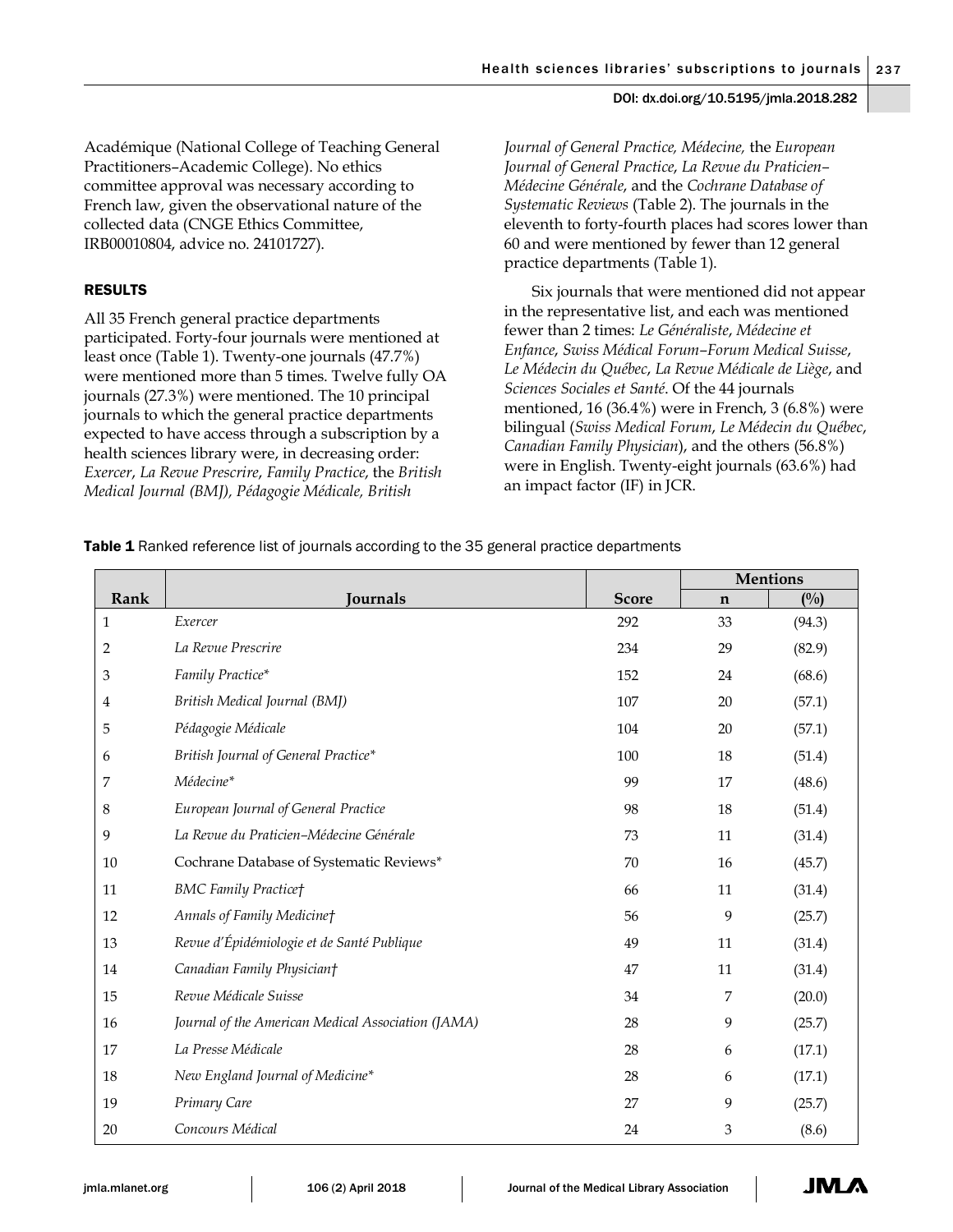Académique (National College of Teaching General Practitioners–Academic College). No ethics committee approval was necessary according to French law, given the observational nature of the collected data (CNGE Ethics Committee, IRB00010804, advice no. 24101727).

## RESULTS

All 35 French general practice departments participated. Forty-four journals were mentioned at least once (Table 1). Twenty-one journals (47.7%) were mentioned more than 5 times. Twelve fully OA journals (27.3%) were mentioned. The 10 principal journals to which the general practice departments expected to have access through a subscription by a health sciences library were, in decreasing order: *Exercer*, *La Revue Prescrire*, *Family Practice*, the *British Medical Journal (BMJ), Pédagogie Médicale, British Journal of General Practice, Médecine,* the *European Journal of General Practice*, *La Revue du Praticien–Médecine Générale*, and the *Cochrane Database of Systematic Reviews* (Table 2). The journals in the eleventh to forty-fourth places had scores lower than 60 and were mentioned by fewer than 12 general practice departments (Table 1).

Six journals that were mentioned did not appear in the representative list, and each was mentioned fewer than 2 times: *Le Généraliste*, *Médecine et Enfance*, *Swiss Médical Forum–Forum Medical Suisse*, *Le Médecin du Québec*, *La Revue Médicale de Liège*, and *Sciences Sociales et Santé*. Of the 44 journals mentioned, 16 (36.4%) were in French, 3 (6.8%) were bilingual (*Swiss Medical Forum*, *Le Médecin du Québec, Canadian Family Physician*), and the others (56.8%) were in English. Twenty-eight journals (63.6%) had an impact factor (IF) in JCR.

**Table 1** Ranked reference list of journals according to the 35 general practice departments

| | | | Mentions | |
|---|---|---|---|---|
| Rank | Journals | Score | n | (%) |
| 1 | *Exercer* | 292 | 33 | (94.3) |
| 2 | *La Revue Prescrire* | 234 | 29 | (82.9) |
| 3 | *Family Practice** | 152 | 24 | (68.6) |
| 4 | *British Medical Journal (BMJ)* | 107 | 20 | (57.1) |
| 5 | *Pédagogie Médicale* | 104 | 20 | (57.1) |
| 6 | *British Journal of General Practice** | 100 | 18 | (51.4) |
| 7 | *Médecine** | 99 | 17 | (48.6) |
| 8 | *European Journal of General Practice* | 98 | 18 | (51.4) |
| 9 | *La Revue du Praticien–Médecine Générale* | 73 | 11 | (31.4) |
| 10 | Cochrane Database of Systematic Reviews* | 70 | 16 | (45.7) |
| 11 | *BMC Family Practice†* | 66 | 11 | (31.4) |
| 12 | *Annals of Family Medicine†* | 56 | 9 | (25.7) |
| 13 | *Revue d'Épidémiologie et de Santé Publique* | 49 | 11 | (31.4) |
| 14 | *Canadian Family Physician†* | 47 | 11 | (31.4) |
| 15 | *Revue Médicale Suisse* | 34 | 7 | (20.0) |
| 16 | *Journal of the American Medical Association (JAMA)* | 28 | 9 | (25.7) |
| 17 | *La Presse Médicale* | 28 | 6 | (17.1) |
| 18 | *New England Journal of Medicine** | 28 | 6 | (17.1) |
| 19 | *Primary Care* | 27 | 9 | (25.7) |
| 20 | *Concours Médical* | 24 | 3 | (8.6) |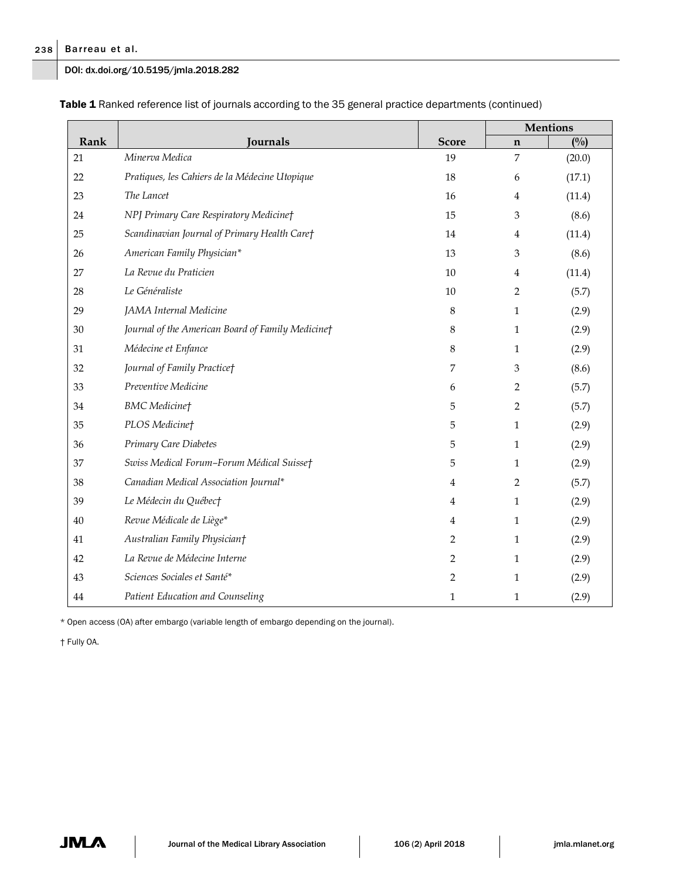**Table 1** Ranked reference list of journals according to the 35 general practice departments (continued)

| Rank | Journals | Score | Mentions | |
|---|---|---|---|---|
| | | | n | (%) |
| 21 | *Minerva Medica* | 19 | 7 | (20.0) |
| 22 | *Pratiques, les Cahiers de la Médecine Utopique* | 18 | 6 | (17.1) |
| 23 | *The Lancet* | 16 | 4 | (11.4) |
| 24 | *NPJ Primary Care Respiratory Medicine*† | 15 | 3 | (8.6) |
| 25 | *Scandinavian Journal of Primary Health Care*† | 14 | 4 | (11.4) |
| 26 | *American Family Physician*\* | 13 | 3 | (8.6) |
| 27 | *La Revue du Praticien* | 10 | 4 | (11.4) |
| 28 | *Le Généraliste* | 10 | 2 | (5.7) |
| 29 | *JAMA Internal Medicine* | 8 | 1 | (2.9) |
| 30 | *Journal of the American Board of Family Medicine*† | 8 | 1 | (2.9) |
| 31 | *Médecine et Enfance* | 8 | 1 | (2.9) |
| 32 | *Journal of Family Practice*† | 7 | 3 | (8.6) |
| 33 | *Preventive Medicine* | 6 | 2 | (5.7) |
| 34 | *BMC Medicine*† | 5 | 2 | (5.7) |
| 35 | *PLOS Medicine*† | 5 | 1 | (2.9) |
| 36 | *Primary Care Diabetes* | 5 | 1 | (2.9) |
| 37 | *Swiss Medical Forum–Forum Médical Suisse*† | 5 | 1 | (2.9) |
| 38 | *Canadian Medical Association Journal*\* | 4 | 2 | (5.7) |
| 39 | *Le Médecin du Québec*† | 4 | 1 | (2.9) |
| 40 | *Revue Médicale de Liège*\* | 4 | 1 | (2.9) |
| 41 | *Australian Family Physician*† | 2 | 1 | (2.9) |
| 42 | *La Revue de Médecine Interne* | 2 | 1 | (2.9) |
| 43 | *Sciences Sociales et Santé*\* | 2 | 1 | (2.9) |
| 44 | *Patient Education and Counseling* | 1 | 1 | (2.9) |

\* Open access (OA) after embargo (variable length of embargo depending on the journal).

† Fully OA.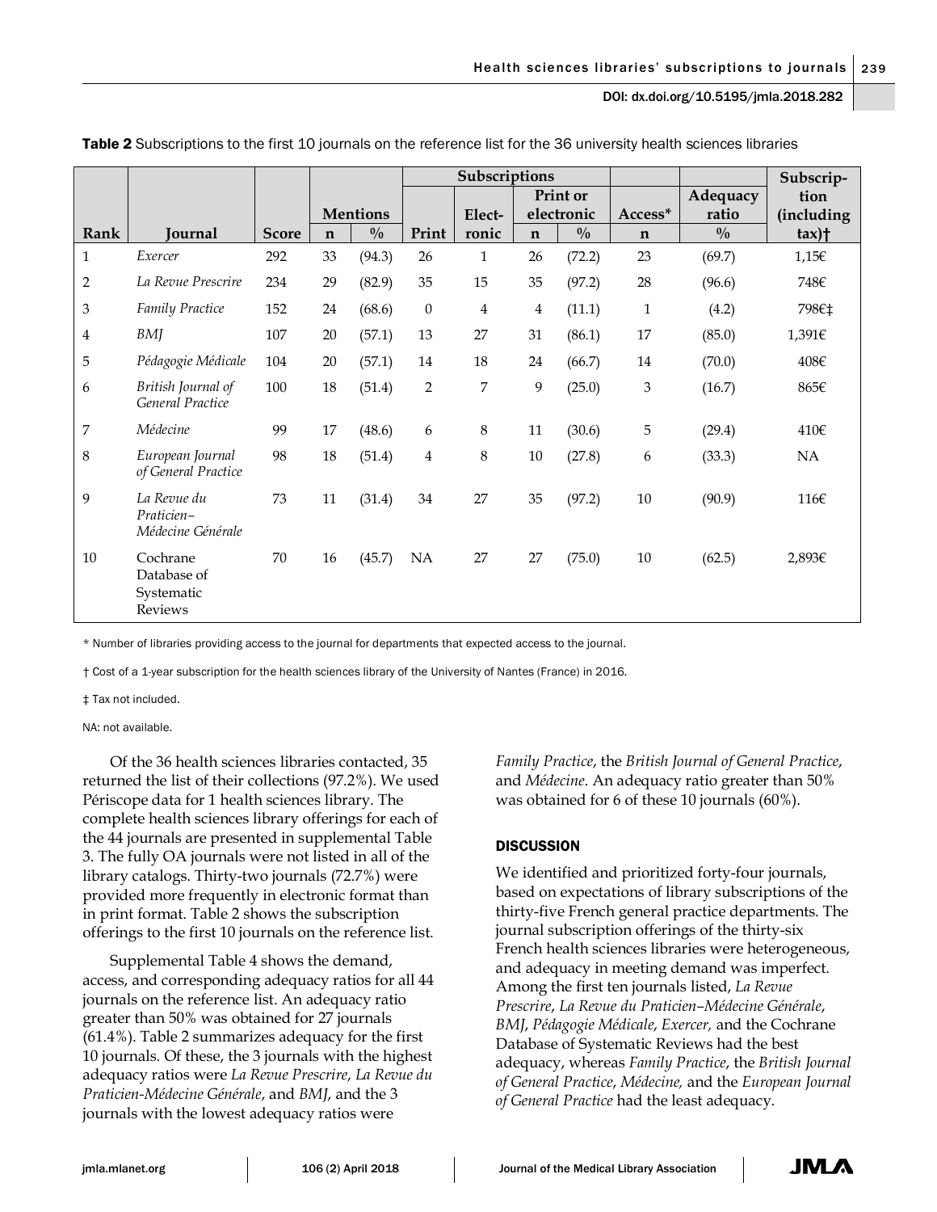**Table 2** Subscriptions to the first 10 journals on the reference list for the 36 university health sciences libraries

| | | | | | Subscriptions | | | | | | |
|---|---|---|---|---|---|---|---|---|---|---|---|
| | | | Mentions | | | | Print or electronic | | Access* | Adequacy ratio | Subscription (including |
| Rank | Journal | Score | n | % | Print | Electronic | n | % | n | % | tax)† |
| 1 | *Exercer* | 292 | 33 | (94.3) | 26 | 1 | 26 | (72.2) | 23 | (69.7) | 1,15€ |
| 2 | *La Revue Prescrire* | 234 | 29 | (82.9) | 35 | 15 | 35 | (97.2) | 28 | (96.6) | 748€ |
| 3 | *Family Practice* | 152 | 24 | (68.6) | 0 | 4 | 4 | (11.1) | 1 | (4.2) | 798€‡ |
| 4 | *BMJ* | 107 | 20 | (57.1) | 13 | 27 | 31 | (86.1) | 17 | (85.0) | 1,391€ |
| 5 | *Pédagogie Médicale* | 104 | 20 | (57.1) | 14 | 18 | 24 | (66.7) | 14 | (70.0) | 408€ |
| 6 | *British Journal of General Practice* | 100 | 18 | (51.4) | 2 | 7 | 9 | (25.0) | 3 | (16.7) | 865€ |
| 7 | *Médecine* | 99 | 17 | (48.6) | 6 | 8 | 11 | (30.6) | 5 | (29.4) | 410€ |
| 8 | *European Journal of General Practice* | 98 | 18 | (51.4) | 4 | 8 | 10 | (27.8) | 6 | (33.3) | NA |
| 9 | *La Revue du Praticien–Médecine Générale* | 73 | 11 | (31.4) | 34 | 27 | 35 | (97.2) | 10 | (90.9) | 116€ |
| 10 | Cochrane Database of Systematic Reviews | 70 | 16 | (45.7) | NA | 27 | 27 | (75.0) | 10 | (62.5) | 2,893€ |

\* Number of libraries providing access to the journal for departments that expected access to the journal.

† Cost of a 1-year subscription for the health sciences library of the University of Nantes (France) in 2016.

‡ Tax not included.

NA: not available.

Of the 36 health sciences libraries contacted, 35 returned the list of their collections (97.2%). We used Périscope data for 1 health sciences library. The complete health sciences library offerings for each of the 44 journals are presented in supplemental Table 3. The fully OA journals were not listed in all of the library catalogs. Thirty-two journals (72.7%) were provided more frequently in electronic format than in print format. Table 2 shows the subscription offerings to the first 10 journals on the reference list.

Supplemental Table 4 shows the demand, access, and corresponding adequacy ratios for all 44 journals on the reference list. An adequacy ratio greater than 50% was obtained for 27 journals (61.4%). Table 2 summarizes adequacy for the first 10 journals. Of these, the 3 journals with the highest adequacy ratios were *La Revue Prescrire*, *La Revue du Praticien-Médecine Générale*, and *BMJ*, and the 3 journals with the lowest adequacy ratios were *Family Practice*, the *British Journal of General Practice*, and *Médecine*. An adequacy ratio greater than 50% was obtained for 6 of these 10 journals (60%).

## DISCUSSION

We identified and prioritized forty-four journals, based on expectations of library subscriptions of the thirty-five French general practice departments. The journal subscription offerings of the thirty-six French health sciences libraries were heterogeneous, and adequacy in meeting demand was imperfect. Among the first ten journals listed, *La Revue Prescrire*, *La Revue du Praticien–Médecine Générale*, *BMJ*, *Pédagogie Médicale*, *Exercer,* and the Cochrane Database of Systematic Reviews had the best adequacy, whereas *Family Practice*, the *British Journal of General Practice*, *Médecine,* and the *European Journal of General Practice* had the least adequacy.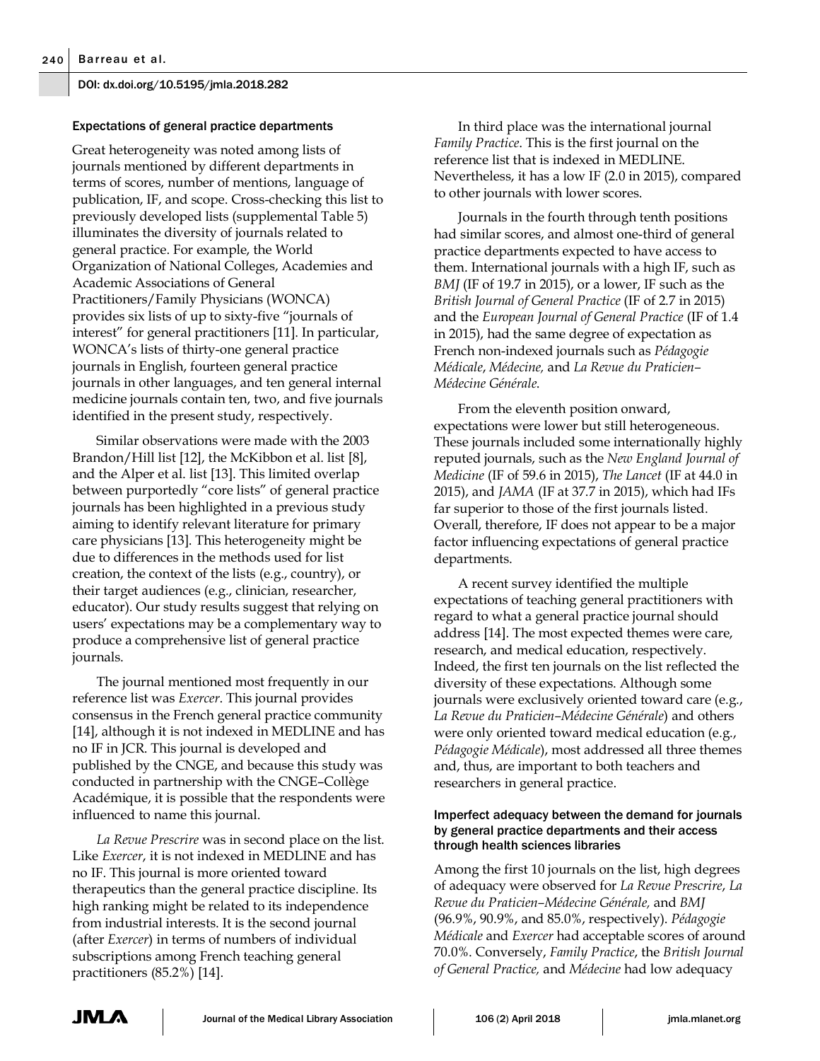### Expectations of general practice departments

Great heterogeneity was noted among lists of journals mentioned by different departments in terms of scores, number of mentions, language of publication, IF, and scope. Cross-checking this list to previously developed lists (supplemental Table 5) illuminates the diversity of journals related to general practice. For example, the World Organization of National Colleges, Academies and Academic Associations of General Practitioners/Family Physicians (WONCA) provides six lists of up to sixty-five "journals of interest" for general practitioners [11]. In particular, WONCA's lists of thirty-one general practice journals in English, fourteen general practice journals in other languages, and ten general internal medicine journals contain ten, two, and five journals identified in the present study, respectively.

Similar observations were made with the 2003 Brandon/Hill list [12], the McKibbon et al. list [8], and the Alper et al. list [13]. This limited overlap between purportedly "core lists" of general practice journals has been highlighted in a previous study aiming to identify relevant literature for primary care physicians [13]. This heterogeneity might be due to differences in the methods used for list creation, the context of the lists (e.g., country), or their target audiences (e.g., clinician, researcher, educator). Our study results suggest that relying on users' expectations may be a complementary way to produce a comprehensive list of general practice journals.

The journal mentioned most frequently in our reference list was *Exercer*. This journal provides consensus in the French general practice community [14], although it is not indexed in MEDLINE and has no IF in JCR. This journal is developed and published by the CNGE, and because this study was conducted in partnership with the CNGE–Collège Académique, it is possible that the respondents were influenced to name this journal.

*La Revue Prescrire* was in second place on the list. Like *Exercer*, it is not indexed in MEDLINE and has no IF. This journal is more oriented toward therapeutics than the general practice discipline. Its high ranking might be related to its independence from industrial interests. It is the second journal (after *Exercer*) in terms of numbers of individual subscriptions among French teaching general practitioners (85.2%) [14].

In third place was the international journal *Family Practice*. This is the first journal on the reference list that is indexed in MEDLINE. Nevertheless, it has a low IF (2.0 in 2015), compared to other journals with lower scores.

Journals in the fourth through tenth positions had similar scores, and almost one-third of general practice departments expected to have access to them. International journals with a high IF, such as *BMJ* (IF of 19.7 in 2015), or a lower, IF such as the *British Journal of General Practice* (IF of 2.7 in 2015) and the *European Journal of General Practice* (IF of 1.4 in 2015), had the same degree of expectation as French non-indexed journals such as *Pédagogie Médicale*, *Médecine,* and *La Revue du Praticien–Médecine Générale*.

From the eleventh position onward, expectations were lower but still heterogeneous. These journals included some internationally highly reputed journals, such as the *New England Journal of Medicine* (IF of 59.6 in 2015), *The Lancet* (IF at 44.0 in 2015), and *JAMA* (IF at 37.7 in 2015), which had IFs far superior to those of the first journals listed. Overall, therefore, IF does not appear to be a major factor influencing expectations of general practice departments.

A recent survey identified the multiple expectations of teaching general practitioners with regard to what a general practice journal should address [14]. The most expected themes were care, research, and medical education, respectively. Indeed, the first ten journals on the list reflected the diversity of these expectations. Although some journals were exclusively oriented toward care (e.g., *La Revue du Praticien–Médecine Générale*) and others were only oriented toward medical education (e.g., *Pédagogie Médicale*), most addressed all three themes and, thus, are important to both teachers and researchers in general practice.

### Imperfect adequacy between the demand for journals by general practice departments and their access through health sciences libraries

Among the first 10 journals on the list, high degrees of adequacy were observed for *La Revue Prescrire*, *La Revue du Praticien–Médecine Générale,* and *BMJ* (96.9%, 90.9%, and 85.0%, respectively). *Pédagogie Médicale* and *Exercer* had acceptable scores of around 70.0%. Conversely, *Family Practice*, the *British Journal of General Practice,* and *Médecine* had low adequacy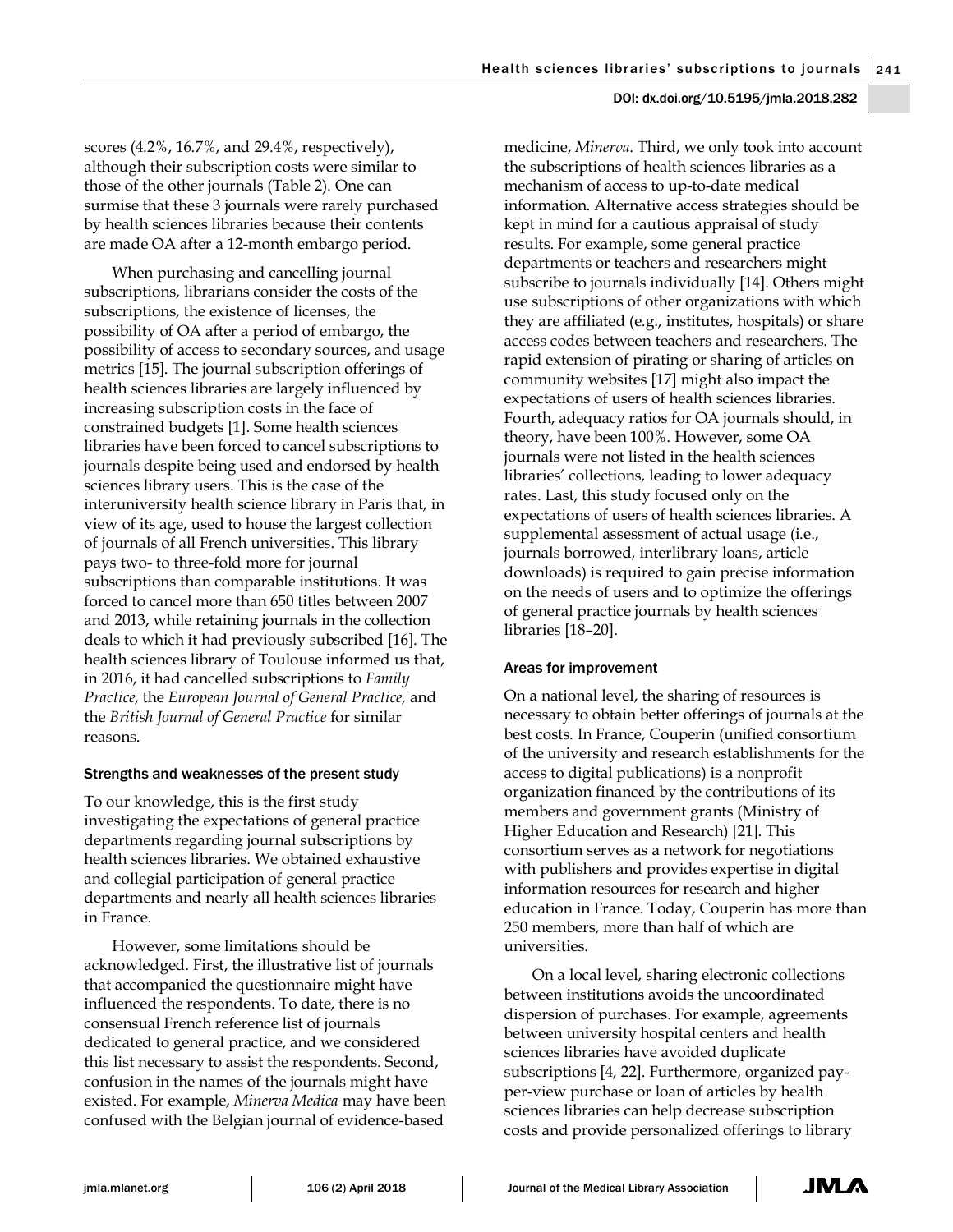scores (4.2%, 16.7%, and 29.4%, respectively), although their subscription costs were similar to those of the other journals (Table 2). One can surmise that these 3 journals were rarely purchased by health sciences libraries because their contents are made OA after a 12-month embargo period.

When purchasing and cancelling journal subscriptions, librarians consider the costs of the subscriptions, the existence of licenses, the possibility of OA after a period of embargo, the possibility of access to secondary sources, and usage metrics [15]. The journal subscription offerings of health sciences libraries are largely influenced by increasing subscription costs in the face of constrained budgets [1]. Some health sciences libraries have been forced to cancel subscriptions to journals despite being used and endorsed by health sciences library users. This is the case of the interuniversity health science library in Paris that, in view of its age, used to house the largest collection of journals of all French universities. This library pays two- to three-fold more for journal subscriptions than comparable institutions. It was forced to cancel more than 650 titles between 2007 and 2013, while retaining journals in the collection deals to which it had previously subscribed [16]. The health sciences library of Toulouse informed us that, in 2016, it had cancelled subscriptions to *Family Practice*, the *European Journal of General Practice,* and the *British Journal of General Practice* for similar reasons.

### Strengths and weaknesses of the present study

To our knowledge, this is the first study investigating the expectations of general practice departments regarding journal subscriptions by health sciences libraries. We obtained exhaustive and collegial participation of general practice departments and nearly all health sciences libraries in France.

However, some limitations should be acknowledged. First, the illustrative list of journals that accompanied the questionnaire might have influenced the respondents. To date, there is no consensual French reference list of journals dedicated to general practice, and we considered this list necessary to assist the respondents. Second, confusion in the names of the journals might have existed. For example, *Minerva Medica* may have been confused with the Belgian journal of evidence-based medicine, *Minerva*. Third, we only took into account the subscriptions of health sciences libraries as a mechanism of access to up-to-date medical information. Alternative access strategies should be kept in mind for a cautious appraisal of study results. For example, some general practice departments or teachers and researchers might subscribe to journals individually [14]. Others might use subscriptions of other organizations with which they are affiliated (e.g., institutes, hospitals) or share access codes between teachers and researchers. The rapid extension of pirating or sharing of articles on community websites [17] might also impact the expectations of users of health sciences libraries. Fourth, adequacy ratios for OA journals should, in theory, have been 100%. However, some OA journals were not listed in the health sciences libraries' collections, leading to lower adequacy rates. Last, this study focused only on the expectations of users of health sciences libraries. A supplemental assessment of actual usage (i.e., journals borrowed, interlibrary loans, article downloads) is required to gain precise information on the needs of users and to optimize the offerings of general practice journals by health sciences libraries [18–20].

### Areas for improvement

On a national level, the sharing of resources is necessary to obtain better offerings of journals at the best costs. In France, Couperin (unified consortium of the university and research establishments for the access to digital publications) is a nonprofit organization financed by the contributions of its members and government grants (Ministry of Higher Education and Research) [21]. This consortium serves as a network for negotiations with publishers and provides expertise in digital information resources for research and higher education in France. Today, Couperin has more than 250 members, more than half of which are universities.

On a local level, sharing electronic collections between institutions avoids the uncoordinated dispersion of purchases. For example, agreements between university hospital centers and health sciences libraries have avoided duplicate subscriptions [4, 22]. Furthermore, organized pay-per-view purchase or loan of articles by health sciences libraries can help decrease subscription costs and provide personalized offerings to library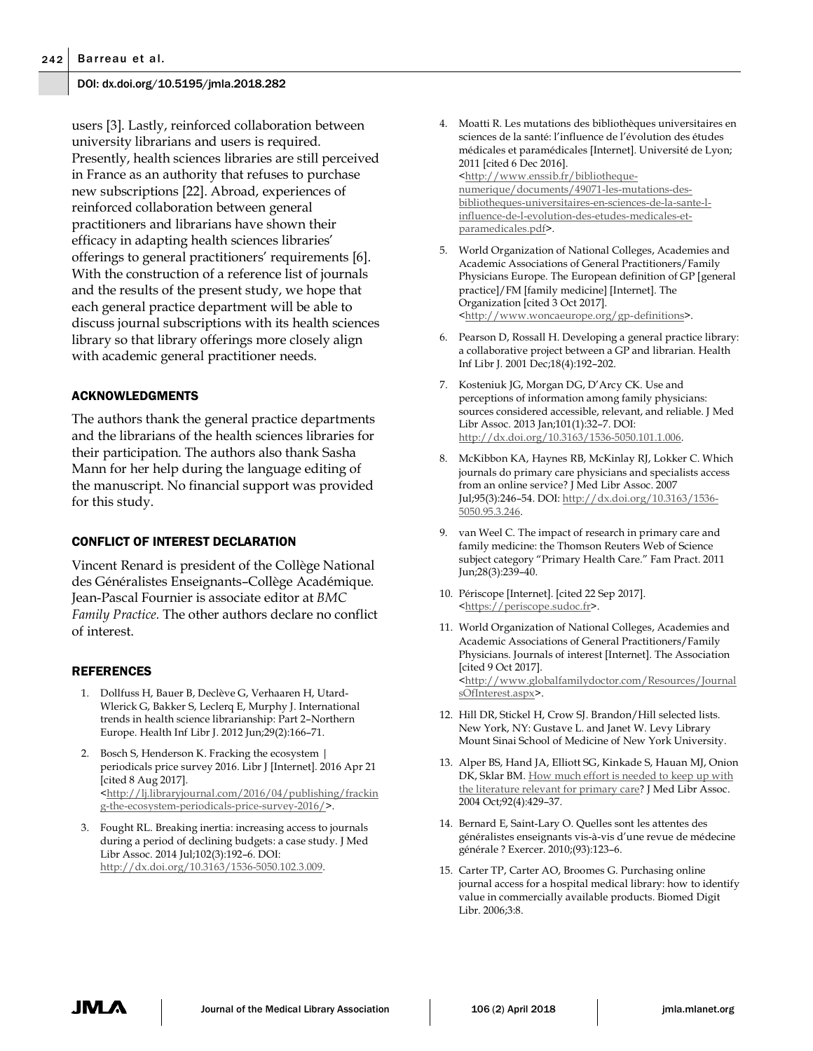users [3]. Lastly, reinforced collaboration between university librarians and users is required. Presently, health sciences libraries are still perceived in France as an authority that refuses to purchase new subscriptions [22]. Abroad, experiences of reinforced collaboration between general practitioners and librarians have shown their efficacy in adapting health sciences libraries' offerings to general practitioners' requirements [6]. With the construction of a reference list of journals and the results of the present study, we hope that each general practice department will be able to discuss journal subscriptions with its health sciences library so that library offerings more closely align with academic general practitioner needs.

## ACKNOWLEDGMENTS

The authors thank the general practice departments and the librarians of the health sciences libraries for their participation. The authors also thank Sasha Mann for her help during the language editing of the manuscript. No financial support was provided for this study.

## CONFLICT OF INTEREST DECLARATION

Vincent Renard is president of the Collège National des Généralistes Enseignants–Collège Académique. Jean-Pascal Fournier is associate editor at *BMC Family Practice*. The other authors declare no conflict of interest.

## REFERENCES

1. Dollfuss H, Bauer B, Declève G, Verhaaren H, Utard-Wlerick G, Bakker S, Leclerq E, Murphy J. International trends in health science librarianship: Part 2–Northern Europe. Health Inf Libr J. 2012 Jun;29(2):166–71.
2. Bosch S, Henderson K. Fracking the ecosystem | periodicals price survey 2016. Libr J [Internet]. 2016 Apr 21 [cited 8 Aug 2017]. <http://lj.libraryjournal.com/2016/04/publishing/fracking-the-ecosystem-periodicals-price-survey-2016/>.
3. Fought RL. Breaking inertia: increasing access to journals during a period of declining budgets: a case study. J Med Libr Assoc. 2014 Jul;102(3):192–6. DOI: http://dx.doi.org/10.3163/1536-5050.102.3.009.
4. Moatti R. Les mutations des bibliothèques universitaires en sciences de la santé: l'influence de l'évolution des études médicales et paramédicales [Internet]. Université de Lyon; 2011 [cited 6 Dec 2016]. <http://www.enssib.fr/bibliotheque-numerique/documents/49071-les-mutations-des-bibliotheques-universitaires-en-sciences-de-la-sante-l-influence-de-l-evolution-des-etudes-medicales-et-paramedicales.pdf>.
5. World Organization of National Colleges, Academies and Academic Associations of General Practitioners/Family Physicians Europe. The European definition of GP [general practice]/FM [family medicine] [Internet]. The Organization [cited 3 Oct 2017]. <http://www.woncaeurope.org/gp-definitions>.
6. Pearson D, Rossall H. Developing a general practice library: a collaborative project between a GP and librarian. Health Inf Libr J. 2001 Dec;18(4):192–202.
7. Kosteniuk JG, Morgan DG, D'Arcy CK. Use and perceptions of information among family physicians: sources considered accessible, relevant, and reliable. J Med Libr Assoc. 2013 Jan;101(1):32–7. DOI: http://dx.doi.org/10.3163/1536-5050.101.1.006.
8. McKibbon KA, Haynes RB, McKinlay RJ, Lokker C. Which journals do primary care physicians and specialists access from an online service? J Med Libr Assoc. 2007 Jul;95(3):246–54. DOI: http://dx.doi.org/10.3163/1536-5050.95.3.246.
9. van Weel C. The impact of research in primary care and family medicine: the Thomson Reuters Web of Science subject category "Primary Health Care." Fam Pract. 2011 Jun;28(3):239–40.
10. Périscope [Internet]. [cited 22 Sep 2017]. <https://periscope.sudoc.fr>.
11. World Organization of National Colleges, Academies and Academic Associations of General Practitioners/Family Physicians. Journals of interest [Internet]. The Association [cited 9 Oct 2017]. <http://www.globalfamilydoctor.com/Resources/JournalsOfInterest.aspx>.
12. Hill DR, Stickel H, Crow SJ. Brandon/Hill selected lists. New York, NY: Gustave L. and Janet W. Levy Library Mount Sinai School of Medicine of New York University.
13. Alper BS, Hand JA, Elliott SG, Kinkade S, Hauan MJ, Onion DK, Sklar BM. How much effort is needed to keep up with the literature relevant for primary care? J Med Libr Assoc. 2004 Oct;92(4):429–37.
14. Bernard E, Saint-Lary O. Quelles sont les attentes des généralistes enseignants vis-à-vis d'une revue de médecine générale ? Exercer. 2010;(93):123–6.
15. Carter TP, Carter AO, Broomes G. Purchasing online journal access for a hospital medical library: how to identify value in commercially available products. Biomed Digit Libr. 2006;3:8.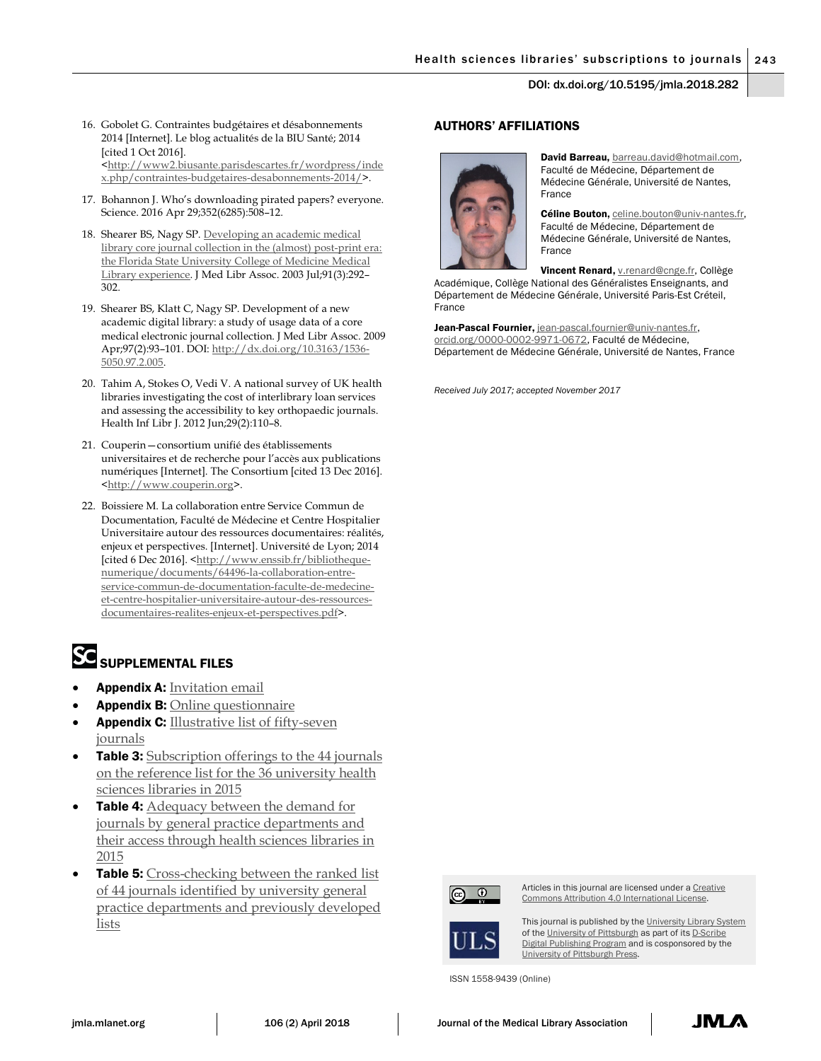16. Gobolet G. Contraintes budgétaires et désabonnements 2014 [Internet]. Le blog actualités de la BIU Santé; 2014 [cited 1 Oct 2016]. <http://www2.biusante.parisdescartes.fr/wordpress/index.php/contraintes-budgetaires-desabonnements-2014/>.

17. Bohannon J. Who's downloading pirated papers? everyone. Science. 2016 Apr 29;352(6285):508–12.

18. Shearer BS, Nagy SP. Developing an academic medical library core journal collection in the (almost) post-print era: the Florida State University College of Medicine Medical Library experience. J Med Libr Assoc. 2003 Jul;91(3):292–302.

19. Shearer BS, Klatt C, Nagy SP. Development of a new academic digital library: a study of usage data of a core medical electronic journal collection. J Med Libr Assoc. 2009 Apr;97(2):93–101. DOI: http://dx.doi.org/10.3163/1536-5050.97.2.005.

20. Tahim A, Stokes O, Vedi V. A national survey of UK health libraries investigating the cost of interlibrary loan services and assessing the accessibility to key orthopaedic journals. Health Inf Libr J. 2012 Jun;29(2):110–8.

21. Couperin—consortium unifié des établissements universitaires et de recherche pour l'accès aux publications numériques [Internet]. The Consortium [cited 13 Dec 2016]. <http://www.couperin.org>.

22. Boissiere M. La collaboration entre Service Commun de Documentation, Faculté de Médecine et Centre Hospitalier Universitaire autour des ressources documentaires: réalités, enjeux et perspectives. [Internet]. Université de Lyon; 2014 [cited 6 Dec 2016]. <http://www.enssib.fr/bibliotheque-numerique/documents/64496-la-collaboration-entre-service-commun-de-documentation-faculte-de-medecine-et-centre-hospitalier-universitaire-autour-des-ressources-documentaires-realites-enjeux-et-perspectives.pdf>.

## SUPPLEMENTAL FILES

- **Appendix A:** Invitation email
- **Appendix B:** Online questionnaire
- **Appendix C:** Illustrative list of fifty-seven journals
- **Table 3:** Subscription offerings to the 44 journals on the reference list for the 36 university health sciences libraries in 2015
- **Table 4:** Adequacy between the demand for journals by general practice departments and their access through health sciences libraries in 2015
- **Table 5:** Cross-checking between the ranked list of 44 journals identified by university general practice departments and previously developed lists

## AUTHORS' AFFILIATIONS

**David Barreau,** barreau.david@hotmail.com, Faculté de Médecine, Département de Médecine Générale, Université de Nantes, France

**Céline Bouton,** celine.bouton@univ-nantes.fr, Faculté de Médecine, Département de Médecine Générale, Université de Nantes, France

**Vincent Renard,** v.renard@cnge.fr, Collège Académique, Collège National des Généralistes Enseignants, and Département de Médecine Générale, Université Paris-Est Créteil, France

**Jean-Pascal Fournier,** jean-pascal.fournier@univ-nantes.fr, orcid.org/0000-0002-9971-0672, Faculté de Médecine, Département de Médecine Générale, Université de Nantes, France

*Received July 2017; accepted November 2017*

Articles in this journal are licensed under a Creative Commons Attribution 4.0 International License.

This journal is published by the University Library System of the University of Pittsburgh as part of its D-Scribe Digital Publishing Program and is cosponsored by the University of Pittsburgh Press.

ISSN 1558-9439 (Online)